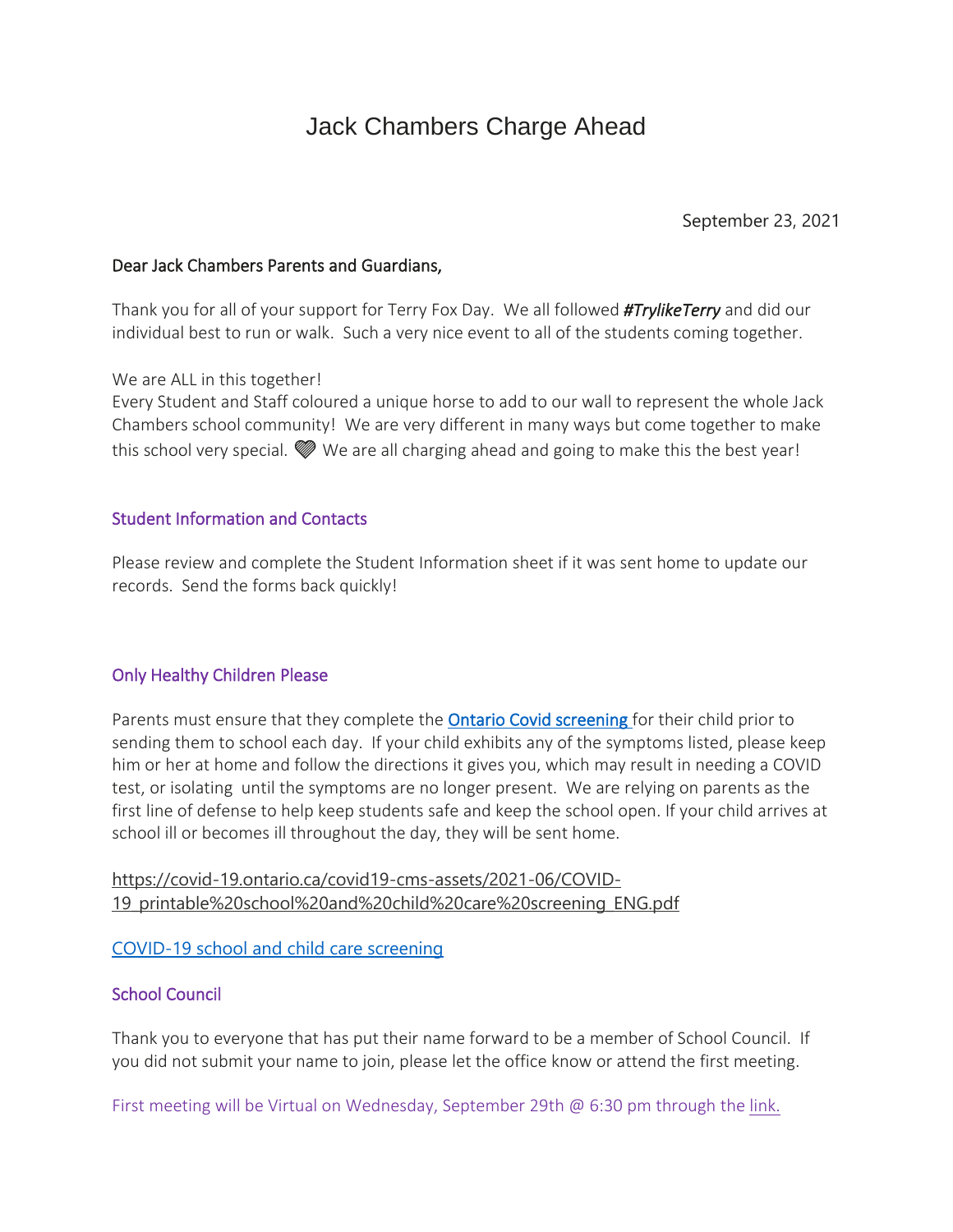# Jack Chambers Charge Ahead

September 23, 2021

Dear Jack Chambers Parents and Guardians,

Thank you for all of your support for Terry Fox Day. We all followed ***#TrylikeTerry*** and did our individual best to run or walk. Such a very nice event to all of the students coming together.

We are ALL in this together!
Every Student and Staff coloured a unique horse to add to our wall to represent the whole Jack Chambers school community! We are very different in many ways but come together to make this school very special. 💜 We are all charging ahead and going to make this the best year!

### Student Information and Contacts

Please review and complete the Student Information sheet if it was sent home to update our records. Send the forms back quickly!

### Only Healthy Children Please

Parents must ensure that they complete the [Ontario Covid screening ](https://covid-19.ontario.ca/school-screening/)for their child prior to sending them to school each day. If your child exhibits any of the symptoms listed, please keep him or her at home and follow the directions it gives you, which may result in needing a COVID test, or isolating until the symptoms are no longer present. We are relying on parents as the first line of defense to help keep students safe and keep the school open. If your child arrives at school ill or becomes ill throughout the day, they will be sent home.

https://covid-19.ontario.ca/covid19-cms-assets/2021-06/COVID-19_printable%20school%20and%20child%20care%20screening_ENG.pdf

COVID-19 school and child care screening

### School Council

Thank you to everyone that has put their name forward to be a member of School Council. If you did not submit your name to join, please let the office know or attend the first meeting.

First meeting will be Virtual on Wednesday, September 29th @ 6:30 pm through the link.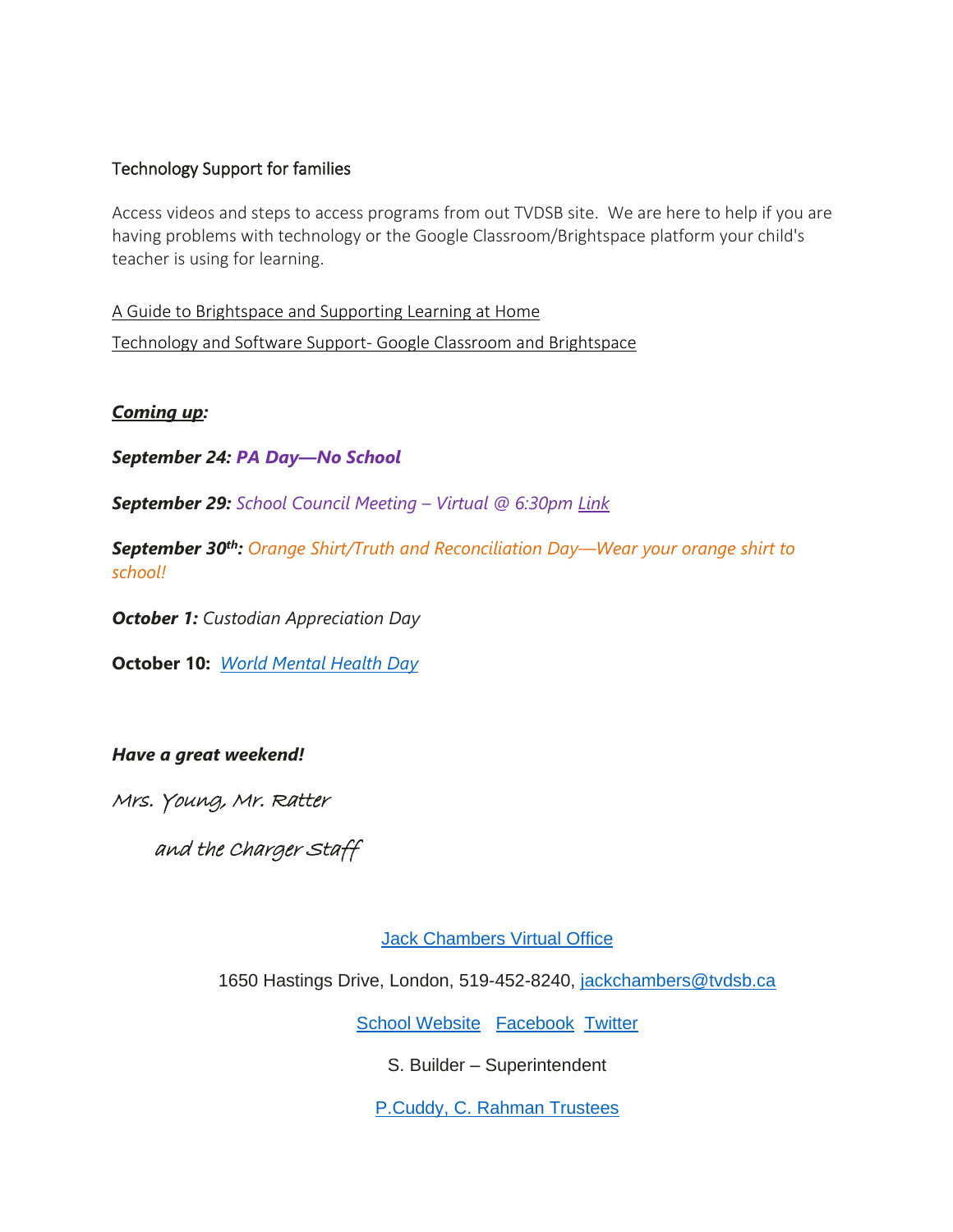Technology Support for families

Access videos and steps to access programs from out TVDSB site. We are here to help if you are having problems with technology or the Google Classroom/Brightspace platform your child's teacher is using for learning.

[A Guide to Brightspace and Supporting Learning at Home]

[Technology and Software Support- Google Classroom and Brightspace]

***Coming up:***

***September 24: PA Day—No School***

***September 29:*** *School Council Meeting – Virtual @ 6:30pm* [*Link*]

***September 30th:*** *Orange Shirt/Truth and Reconciliation Day—Wear your orange shirt to school!*

***October 1:*** *Custodian Appreciation Day*

**October 10:** [*World Mental Health Day*]

***Have a great weekend!***

*Mrs. Young, Mr. Ratter*

*and the Charger Staff*

[Jack Chambers Virtual Office]

1650 Hastings Drive, London, 519-452-8240, jackchambers@tvdsb.ca

[School Website] [Facebook] [Twitter]

S. Builder – Superintendent

[P.Cuddy, C. Rahman Trustees]